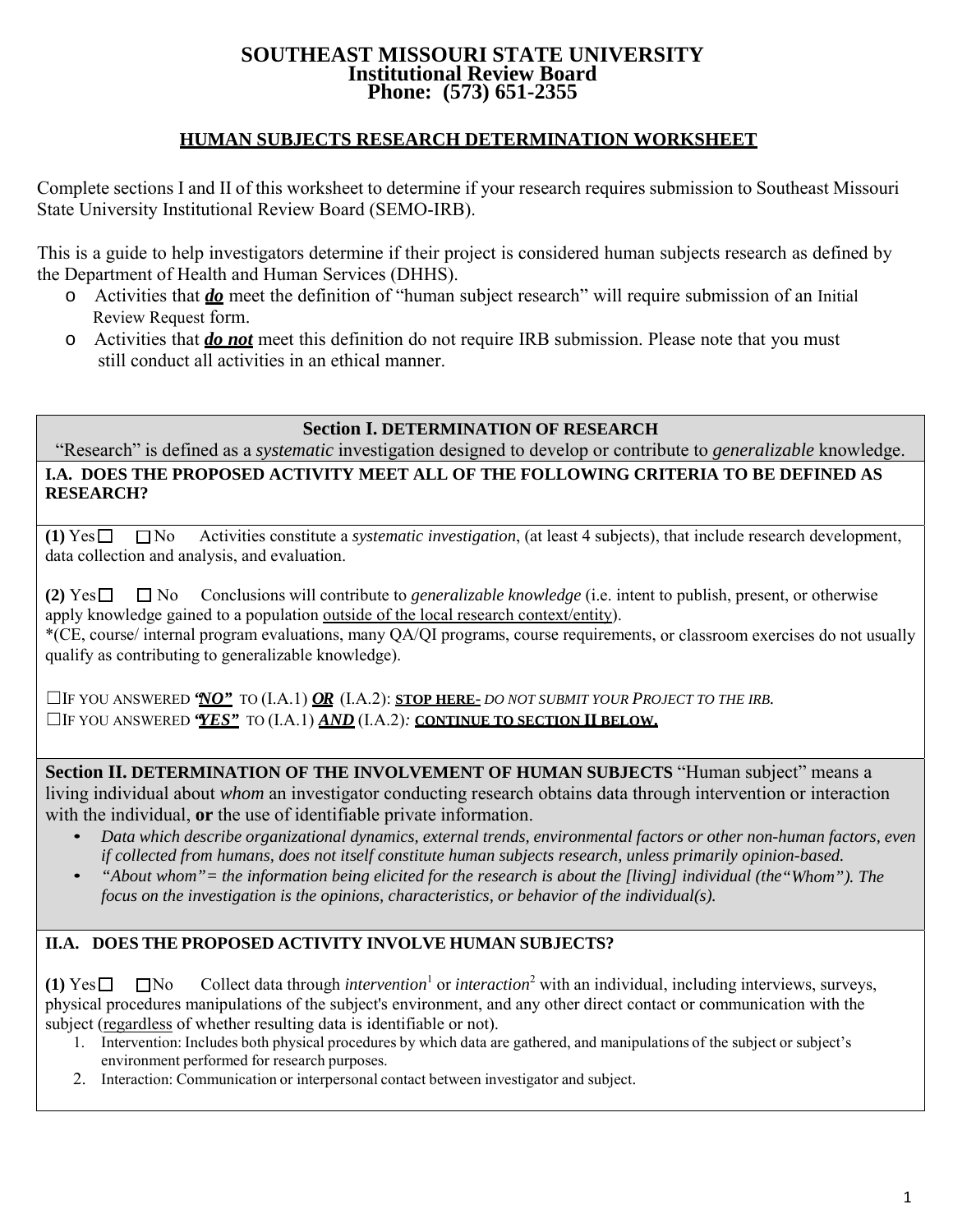# SOUTHEAST MISSOURI STATE UNIVERSITY
## Institutional Review Board
## Phone: (573) 651-2355

### HUMAN SUBJECTS RESEARCH DETERMINATION WORKSHEET

Complete sections I and II of this worksheet to determine if your research requires submission to Southeast Missouri State University Institutional Review Board (SEMO-IRB).

This is a guide to help investigators determine if their project is considered human subjects research as defined by the Department of Health and Human Services (DHHS).

- Activities that ***do*** meet the definition of "human subject research" will require submission of an Initial Review Request form.
- Activities that ***do not*** meet this definition do not require IRB submission. Please note that you must still conduct all activities in an ethical manner.

---

**Section I. DETERMINATION OF RESEARCH**

"Research" is defined as a *systematic* investigation designed to develop or contribute to *generalizable* knowledge.

**I.A. DOES THE PROPOSED ACTIVITY MEET ALL OF THE FOLLOWING CRITERIA TO BE DEFINED AS RESEARCH?**

**(1)** Yes ☐ ☐ No Activities constitute a *systematic investigation*, (at least 4 subjects), that include research development, data collection and analysis, and evaluation.

**(2)** Yes ☐ ☐ No Conclusions will contribute to *generalizable knowledge* (i.e. intent to publish, present, or otherwise apply knowledge gained to a population outside of the local research context/entity).
*(CE, course/ internal program evaluations, many QA/QI programs, course requirements, or classroom exercises do not usually qualify as contributing to generalizable knowledge).

☐ IF YOU ANSWERED ***"NO"*** TO (I.A.1) ***OR*** (I.A.2): **STOP HERE-** *DO NOT SUBMIT YOUR PROJECT TO THE IRB.*
☐ IF YOU ANSWERED ***"YES"*** TO (I.A.1) ***AND*** (I.A.2): **CONTINUE TO SECTION II BELOW.**

---

**Section II. DETERMINATION OF THE INVOLVEMENT OF HUMAN SUBJECTS** "Human subject" means a living individual about *whom* an investigator conducting research obtains data through intervention or interaction with the individual, **or** the use of identifiable private information.

- *Data which describe organizational dynamics, external trends, environmental factors or other non-human factors, even if collected from humans, does not itself constitute human subjects research, unless primarily opinion-based.*
- *"About whom"= the information being elicited for the research is about the [living] individual (the "Whom"). The focus on the investigation is the opinions, characteristics, or behavior of the individual(s).*

**II.A. DOES THE PROPOSED ACTIVITY INVOLVE HUMAN SUBJECTS?**

**(1)** Yes ☐ ☐ No Collect data through *intervention*[1] or *interaction*[2] with an individual, including interviews, surveys, physical procedures manipulations of the subject's environment, and any other direct contact or communication with the subject (regardless of whether resulting data is identifiable or not).

1. Intervention: Includes both physical procedures by which data are gathered, and manipulations of the subject or subject's environment performed for research purposes.
2. Interaction: Communication or interpersonal contact between investigator and subject.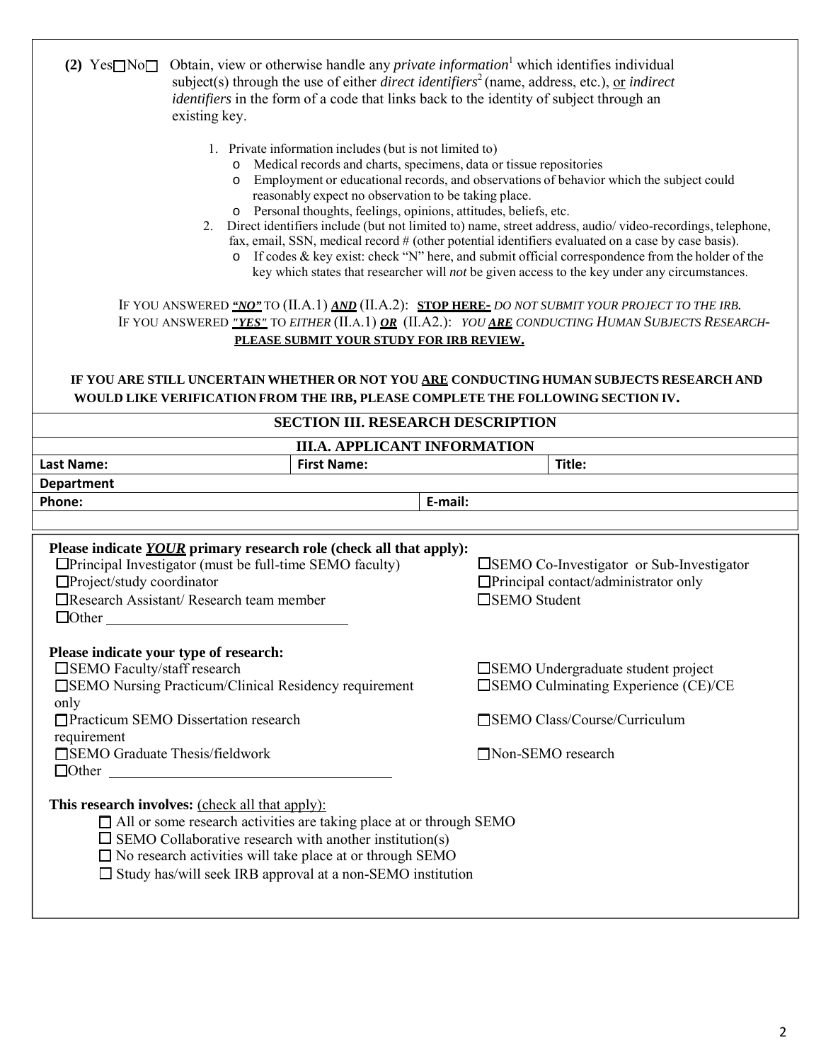**(2)** Yes☐ No☐ Obtain, view or otherwise handle any *private information*[1] which identifies individual subject(s) through the use of either *direct identifiers*[2] (name, address, etc.), or *indirect identifiers* in the form of a code that links back to the identity of subject through an existing key.

1. Private information includes (but is not limited to)
   - Medical records and charts, specimens, data or tissue repositories
   - Employment or educational records, and observations of behavior which the subject could reasonably expect no observation to be taking place.
   - Personal thoughts, feelings, opinions, attitudes, beliefs, etc.
2. Direct identifiers include (but not limited to) name, street address, audio/ video-recordings, telephone, fax, email, SSN, medical record # (other potential identifiers evaluated on a case by case basis).
   - If codes & key exist: check "N" here, and submit official correspondence from the holder of the key which states that researcher will *not* be given access to the key under any circumstances.

IF YOU ANSWERED ***"NO"*** TO (II.A.1) ***AND*** (II.A.2): **STOP HERE-** *DO NOT SUBMIT YOUR PROJECT TO THE IRB.*
IF YOU ANSWERED ***"YES"*** TO *EITHER* (II.A.1) ***OR*** (II.A2.): *YOU **ARE** CONDUCTING HUMAN SUBJECTS RESEARCH-* **PLEASE SUBMIT YOUR STUDY FOR IRB REVIEW.**

**IF YOU ARE STILL UNCERTAIN WHETHER OR NOT YOU ARE CONDUCTING HUMAN SUBJECTS RESEARCH AND WOULD LIKE VERIFICATION FROM THE IRB, PLEASE COMPLETE THE FOLLOWING SECTION IV.**

## SECTION III. RESEARCH DESCRIPTION

### III.A. APPLICANT INFORMATION

| Last Name: | First Name: | Title: |
|---|---|---|
| Department | | |
| Phone: | E-mail: | |

**Please indicate *YOUR* primary research role (check all that apply):**

- ☐ Principal Investigator (must be full-time SEMO faculty)
- ☐ SEMO Co-Investigator or Sub-Investigator
- ☐ Project/study coordinator
- ☐ Principal contact/administrator only
- ☐ Research Assistant/ Research team member
- ☐ SEMO Student
- ☐ Other ______________________________

**Please indicate your type of research:**

- ☐ SEMO Faculty/staff research
- ☐ SEMO Undergraduate student project
- ☐ SEMO Nursing Practicum/Clinical Residency requirement only
- ☐ SEMO Culminating Experience (CE)/CE
- ☐ Practicum SEMO Dissertation research requirement
- ☐ SEMO Class/Course/Curriculum
- ☐ SEMO Graduate Thesis/fieldwork
- ☐ Non-SEMO research
- ☐ Other ______________________________

**This research involves:** (check all that apply):

- ☐ All or some research activities are taking place at or through SEMO
- ☐ SEMO Collaborative research with another institution(s)
- ☐ No research activities will take place at or through SEMO
- ☐ Study has/will seek IRB approval at a non-SEMO institution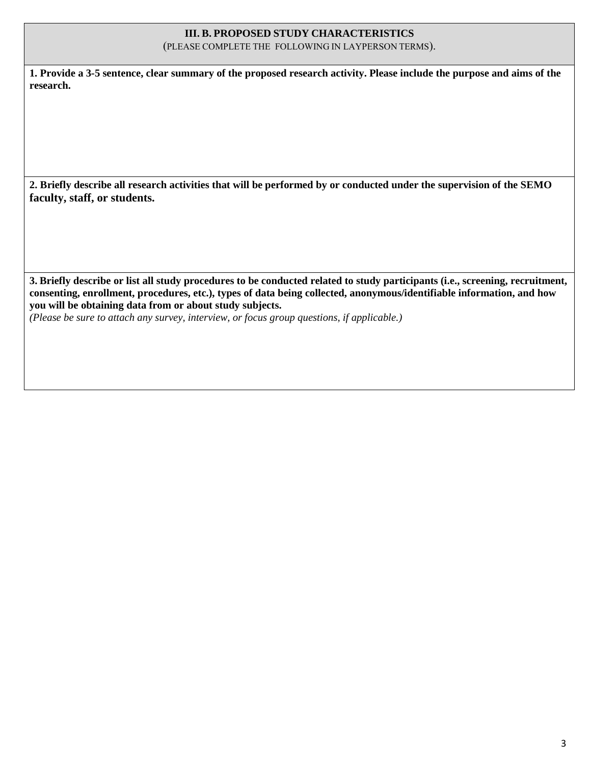### III. B. PROPOSED STUDY CHARACTERISTICS

(PLEASE COMPLETE THE FOLLOWING IN LAYPERSON TERMS).

**1. Provide a 3-5 sentence, clear summary of the proposed research activity. Please include the purpose and aims of the research.**

**2. Briefly describe all research activities that will be performed by or conducted under the supervision of the SEMO faculty, staff, or students.**

**3. Briefly describe or list all study procedures to be conducted related to study participants (i.e., screening, recruitment, consenting, enrollment, procedures, etc.), types of data being collected, anonymous/identifiable information, and how you will be obtaining data from or about study subjects.**

*(Please be sure to attach any survey, interview, or focus group questions, if applicable.)*